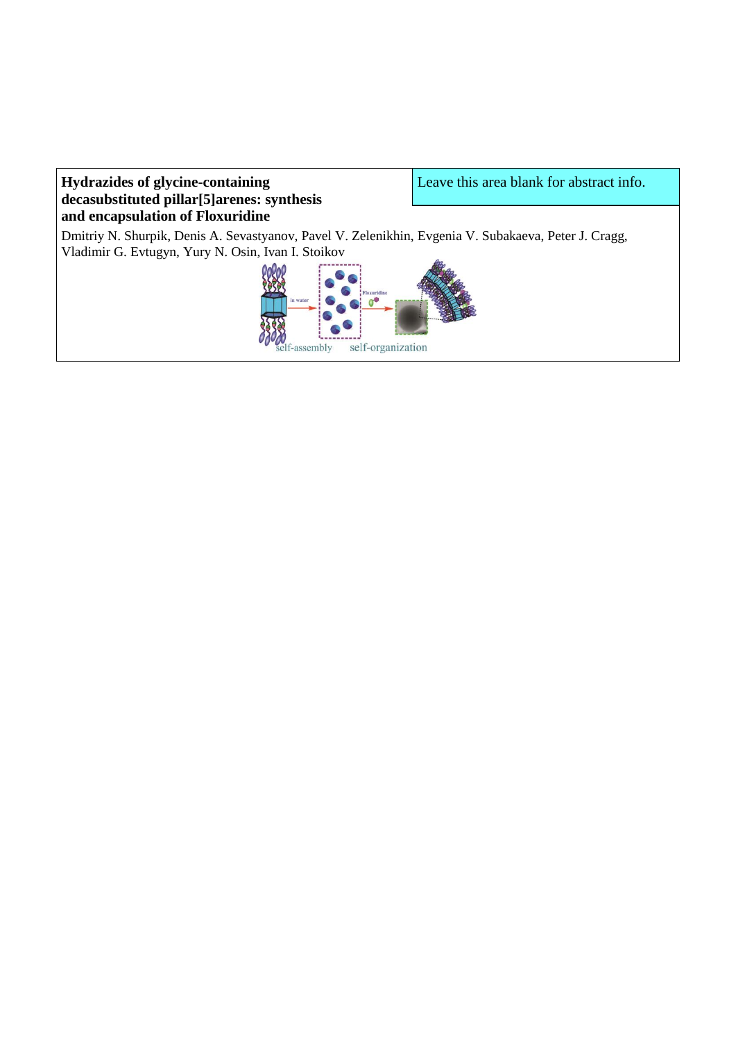**Hydrazides of glycine-containing decasubstituted pillar[5]arenes: synthesis and encapsulation of Floxuridine**

Leave this area blank for abstract info.

Dmitriy N. Shurpik, Denis A. Sevastyanov, Pavel V. Zelenikhin, Evgenia V. Subakaeva, Peter J. Cragg, Vladimir G. Evtugyn, Yury N. Osin, Ivan I. Stoikov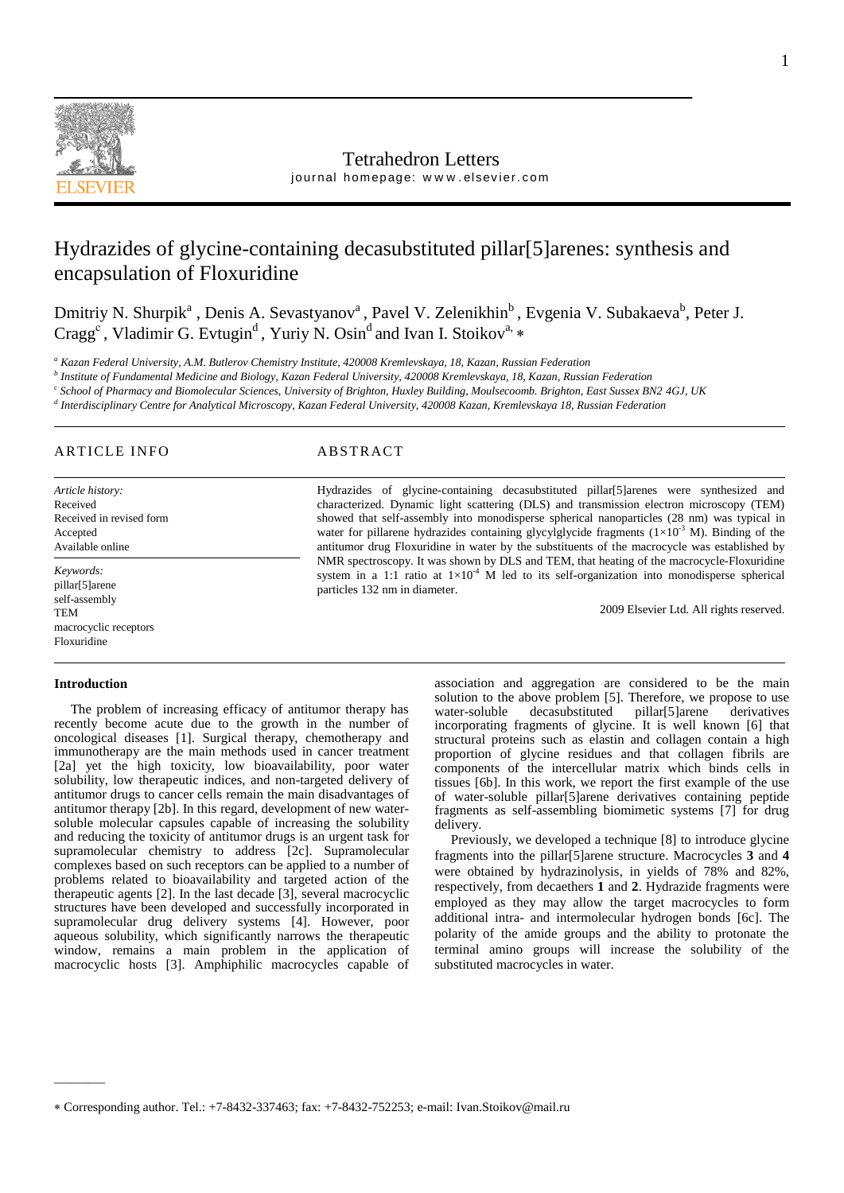# Hydrazides of glycine-containing decasubstituted pillar[5]arenes: synthesis and encapsulation of Floxuridine

Dmitriy N. Shurpik[a], Denis A. Sevastyanov[a], Pavel V. Zelenikhin[b], Evgenia V. Subakaeva[b], Peter J. Cragg[c], Vladimir G. Evtugin[d], Yuriy N. Osin[d] and Ivan I. Stoikov[a,] ∗

[a] *Kazan Federal University, A.M. Butlerov Chemistry Institute, 420008 Kremlevskaya, 18, Kazan, Russian Federation*

[b] *Institute of Fundamental Medicine and Biology, Kazan Federal University, 420008 Kremlevskaya, 18, Kazan, Russian Federation*

[c] *School of Pharmacy and Biomolecular Sciences, University of Brighton, Huxley Building, Moulsecoomb. Brighton, East Sussex BN2 4GJ, UK*

[d] *Interdisciplinary Centre for Analytical Microscopy, Kazan Federal University, 420008 Kazan, Kremlevskaya 18, Russian Federation*

## ARTICLE INFO

*Article history:*
Received
Received in revised form
Accepted
Available online

*Keywords:*
pillar[5]arene
self-assembly
TEM
macrocyclic receptors
Floxuridine

## ABSTRACT

Hydrazides of glycine-containing decasubstituted pillar[5]arenes were synthesized and characterized. Dynamic light scattering (DLS) and transmission electron microscopy (TEM) showed that self-assembly into monodisperse spherical nanoparticles (28 nm) was typical in water for pillarene hydrazides containing glycylglycide fragments ($1\times10^{-3}$ M). Binding of the antitumor drug Floxuridine in water by the substituents of the macrocycle was established by NMR spectroscopy. It was shown by DLS and TEM, that heating of the macrocycle-Floxuridine system in a 1:1 ratio at $1\times10^{-4}$ M led to its self-organization into monodisperse spherical particles 132 nm in diameter.

2009 Elsevier Ltd. All rights reserved.

## Introduction

The problem of increasing efficacy of antitumor therapy has recently become acute due to the growth in the number of oncological diseases [1]. Surgical therapy, chemotherapy and immunotherapy are the main methods used in cancer treatment [2a] yet the high toxicity, low bioavailability, poor water solubility, low therapeutic indices, and non-targeted delivery of antitumor drugs to cancer cells remain the main disadvantages of antitumor therapy [2b]. In this regard, development of new water-soluble molecular capsules capable of increasing the solubility and reducing the toxicity of antitumor drugs is an urgent task for supramolecular chemistry to address [2c]. Supramolecular complexes based on such receptors can be applied to a number of problems related to bioavailability and targeted action of the therapeutic agents [2]. In the last decade [3], several macrocyclic structures have been developed and successfully incorporated in supramolecular drug delivery systems [4]. However, poor aqueous solubility, which significantly narrows the therapeutic window, remains a main problem in the application of macrocyclic hosts [3]. Amphiphilic macrocycles capable of association and aggregation are considered to be the main solution to the above problem [5]. Therefore, we propose to use water-soluble decasubstituted pillar[5]arene derivatives incorporating fragments of glycine. It is well known [6] that structural proteins such as elastin and collagen contain a high proportion of glycine residues and that collagen fibrils are components of the intercellular matrix which binds cells in tissues [6b]. In this work, we report the first example of the use of water-soluble pillar[5]arene derivatives containing peptide fragments as self-assembling biomimetic systems [7] for drug delivery.

Previously, we developed a technique [8] to introduce glycine fragments into the pillar[5]arene structure. Macrocycles **3** and **4** were obtained by hydrazinolysis, in yields of 78% and 82%, respectively, from decaethers **1** and **2**. Hydrazide fragments were employed as they may allow the target macrocycles to form additional intra- and intermolecular hydrogen bonds [6c]. The polarity of the amide groups and the ability to protonate the terminal amino groups will increase the solubility of the substituted macrocycles in water.

∗ Corresponding author. Tel.: +7-8432-337463; fax: +7-8432-752253; e-mail: Ivan.Stoikov@mail.ru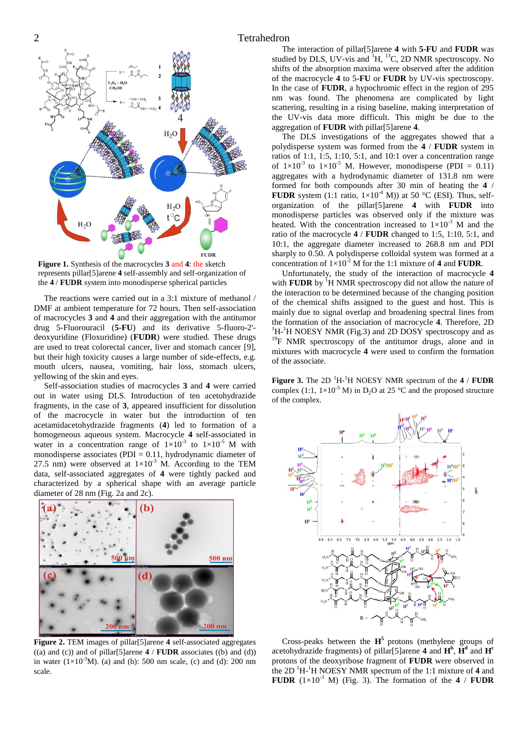**Figure 1.** Synthesis of the macrocycles **3** and **4**: the sketch represents pillar[5]arene **4** self-assembly and self-organization of the **4** / **FUDR** system into monodisperse spherical particles

The reactions were carried out in a 3:1 mixture of methanol / DMF at ambient temperature for 72 hours. Then self-association of macrocycles **3** and **4** and their aggregation with the antitumor drug 5-Fluorouracil (**5-FU**) and its derivative 5-fluoro-2'-deoxyuridine (Floxuridine) (**FUDR**) were studied. These drugs are used to treat colorectal cancer, liver and stomach cancer [9], but their high toxicity causes a large number of side-effects, e.g. mouth ulcers, nausea, vomiting, hair loss, stomach ulcers, yellowing of the skin and eyes.

Self-association studies of macrocycles **3** and **4** were carried out in water using DLS. Introduction of ten acetohydrazide fragments, in the case of **3**, appeared insufficient for dissolution of the macrocycle in water but the introduction of ten acetamidacetohydrazide fragments (**4**) led to formation of a homogeneous aqueous system. Macrocycle **4** self-associated in water in a concentration range of $1\times10^{-3}$ to $1\times10^{-5}$ M with monodisperse associates (PDI = 0.11, hydrodynamic diameter of 27.5 nm) were observed at $1\times10^{-3}$ M. According to the TEM data, self-associated aggregates of **4** were tightly packed and characterized by a spherical shape with an average particle diameter of 28 nm (Fig. 2a and 2c).

**Figure 2.** TEM images of pillar[5]arene **4** self-associated aggregates ((a) and (c)) and of pillar[5]arene **4** / **FUDR** associates ((b) and (d)) in water ($1\times10^{-3}$M). (a) and (b): 500 nm scale, (c) and (d): 200 nm scale.

The interaction of pillar[5]arene **4** with **5-FU** and **FUDR** was studied by DLS, UV-vis and $^{1}$H, $^{13}$C, 2D NMR spectroscopy. No shifts of the absorption maxima were observed after the addition of the macrocycle **4** to 5-**FU** or **FUDR** by UV-vis spectroscopy. In the case of **FUDR**, a hypochromic effect in the region of 295 nm was found. The phenomena are complicated by light scattering, resulting in a rising baseline, making interpretation of the UV-vis data more difficult. This might be due to the aggregation of **FUDR** with pillar[5]arene **4**.

The DLS investigations of the aggregates showed that a polydisperse system was formed from the **4** / **FUDR** system in ratios of 1:1, 1:5, 1:10, 5:1, and 10:1 over a concentration range of $1\times10^{-3}$ to $1\times10^{-5}$ M. However, monodisperse (PDI = 0.11) aggregates with a hydrodynamic diameter of 131.8 nm were formed for both compounds after 30 min of heating the **4** / **FUDR** system (1:1 ratio, $1\times10^{-4}$ M)) at 50 °C (ESI). Thus, self-organization of the pillar[5]arene **4** with **FUDR** into monodisperse particles was observed only if the mixture was heated. With the concentration increased to $1\times10^{-3}$ M and the ratio of the macrocycle **4** / **FUDR** changed to 1:5, 1:10, 5:1, and 10:1, the aggregate diameter increased to 268.8 nm and PDI sharply to 0.50. A polydisperse colloidal system was formed at a concentration of $1\times10^{-2}$ M for the 1:1 mixture of **4** and **FUDR**.

Unfortunately, the study of the interaction of macrocycle **4** with **FUDR** by $^{1}$H NMR spectroscopy did not allow the nature of the interaction to be determined because of the changing position of the chemical shifts assigned to the guest and host. This is mainly due to signal overlap and broadening spectral lines from the formation of the associate of macrocycle **4**. Therefore, 2D $^{1}$H-$^{1}$H NOESY NMR (Fig.3) and 2D DOSY spectroscopy and as $^{19}$F NMR spectroscopy of the antitumor drugs, alone and in mixtures with macrocycle **4** were used to confirm the formation of the associate.

**Figure 3.** The 2D $^{1}$H-$^{1}$H NOESY NMR spectrum of the **4** / **FUDR** complex (1:1, $1\times10^{-3}$ M) in $D_2O$ at 25 °C and the proposed structure of the complex.

Cross-peaks between the **H$^{5}$** protons (methylene groups of acetohydrazide fragments) of pillar[5]arene **4** and **H$^{b}$**, **H$^{d}$** and **H$^{c}$** protons of the deoxyribose fragment of **FUDR** were observed in the 2D $^{1}$H-$^{1}$H NOESY NMR spectrum of the 1:1 mixture of **4** and **FUDR** ($1\times10^{-3}$ M) (Fig. 3). The formation of the **4** / **FUDR**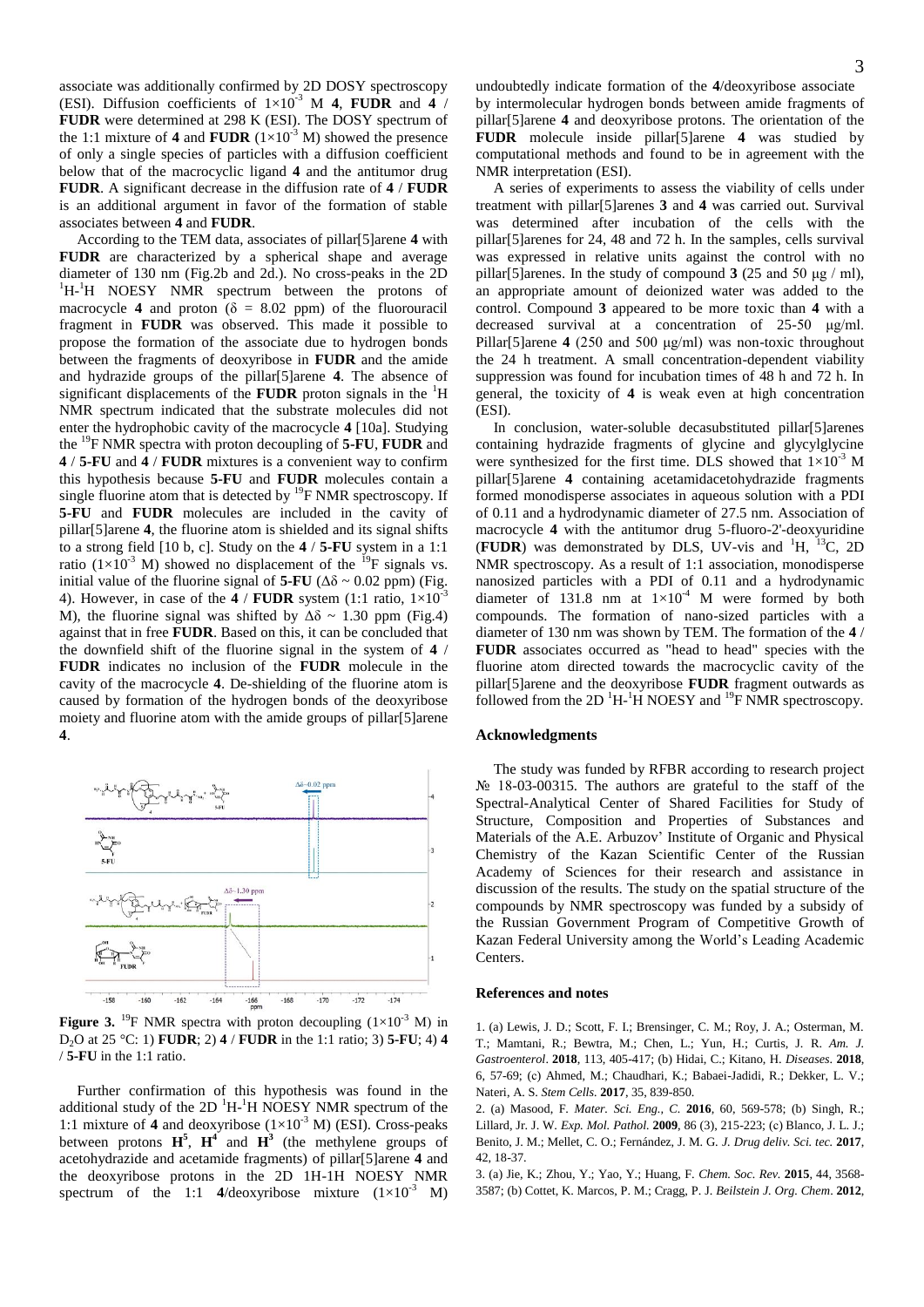associate was additionally confirmed by 2D DOSY spectroscopy (ESI). Diffusion coefficients of $1\times10^{-3}$ M **4**, **FUDR** and **4** / **FUDR** were determined at 298 K (ESI). The DOSY spectrum of the 1:1 mixture of **4** and **FUDR** ($1\times10^{-3}$ M) showed the presence of only a single species of particles with a diffusion coefficient below that of the macrocyclic ligand **4** and the antitumor drug **FUDR**. A significant decrease in the diffusion rate of **4** / **FUDR** is an additional argument in favor of the formation of stable associates between **4** and **FUDR**.

According to the TEM data, associates of pillar[5]arene **4** with **FUDR** are characterized by a spherical shape and average diameter of 130 nm (Fig.2b and 2d.). No cross-peaks in the 2D $^1$H-$^1$H NOESY NMR spectrum between the protons of macrocycle **4** and proton ($\delta$ = 8.02 ppm) of the fluorouracil fragment in **FUDR** was observed. This made it possible to propose the formation of the associate due to hydrogen bonds between the fragments of deoxyribose in **FUDR** and the amide and hydrazide groups of the pillar[5]arene **4**. The absence of significant displacements of the **FUDR** proton signals in the $^1$H NMR spectrum indicated that the substrate molecules did not enter the hydrophobic cavity of the macrocycle **4** [10a]. Studying the $^{19}$F NMR spectra with proton decoupling of **5-FU**, **FUDR** and **4** / **5-FU** and **4** / **FUDR** mixtures is a convenient way to confirm this hypothesis because **5-FU** and **FUDR** molecules contain a single fluorine atom that is detected by $^{19}$F NMR spectroscopy. If **5-FU** and **FUDR** molecules are included in the cavity of pillar[5]arene **4**, the fluorine atom is shielded and its signal shifts to a strong field [10 b, c]. Study on the **4** / **5-FU** system in a 1:1 ratio ($1\times10^{-3}$ M) showed no displacement of the $^{19}$F signals vs. initial value of the fluorine signal of **5-FU** ($\Delta\delta$ ~ 0.02 ppm) (Fig. 4). However, in case of the **4** / **FUDR** system (1:1 ratio, $1\times10^{-3}$ M), the fluorine signal was shifted by $\Delta\delta$ ~ 1.30 ppm (Fig.4) against that in free **FUDR**. Based on this, it can be concluded that the downfield shift of the fluorine signal in the system of **4** / **FUDR** indicates no inclusion of the **FUDR** molecule in the cavity of the macrocycle **4**. De-shielding of the fluorine atom is caused by formation of the hydrogen bonds of the deoxyribose moiety and fluorine atom with the amide groups of pillar[5]arene **4**.

**Figure 3.** $^{19}$F NMR spectra with proton decoupling ($1\times10^{-3}$ M) in $D_2O$ at 25 °C: 1) **FUDR**; 2) **4** / **FUDR** in the 1:1 ratio; 3) **5-FU**; 4) **4** / **5-FU** in the 1:1 ratio.

Further confirmation of this hypothesis was found in the additional study of the 2D $^1$H-$^1$H NOESY NMR spectrum of the 1:1 mixture of **4** and deoxyribose ($1\times10^{-3}$ M) (ESI). Cross-peaks between protons $\mathbf{H^5}$, $\mathbf{H^4}$ and $\mathbf{H^3}$ (the methylene groups of acetohydrazide and acetamide fragments) of pillar[5]arene **4** and the deoxyribose protons in the 2D 1H-1H NOESY NMR spectrum of the 1:1 **4**/deoxyribose mixture ($1\times10^{-3}$ M) undoubtedly indicate formation of the **4**/deoxyribose associate by intermolecular hydrogen bonds between amide fragments of pillar[5]arene **4** and deoxyribose protons. The orientation of the **FUDR** molecule inside pillar[5]arene **4** was studied by computational methods and found to be in agreement with the NMR interpretation (ESI).

A series of experiments to assess the viability of cells under treatment with pillar[5]arenes **3** and **4** was carried out. Survival was determined after incubation of the cells with the pillar[5]arenes for 24, 48 and 72 h. In the samples, cells survival was expressed in relative units against the control with no pillar[5]arenes. In the study of compound **3** (25 and 50 μg / ml), an appropriate amount of deionized water was added to the control. Compound **3** appeared to be more toxic than **4** with a decreased survival at a concentration of 25-50 μg/ml. Pillar[5]arene **4** (250 and 500 μg/ml) was non-toxic throughout the 24 h treatment. A small concentration-dependent viability suppression was found for incubation times of 48 h and 72 h. In general, the toxicity of **4** is weak even at high concentration (ESI).

In conclusion, water-soluble decasubstituted pillar[5]arenes containing hydrazide fragments of glycine and glycylglycine were synthesized for the first time. DLS showed that $1\times10^{-3}$ M pillar[5]arene **4** containing acetamidacetohydrazide fragments formed monodisperse associates in aqueous solution with a PDI of 0.11 and a hydrodynamic diameter of 27.5 nm. Association of macrocycle **4** with the antitumor drug 5-fluoro-2'-deoxyuridine (**FUDR**) was demonstrated by DLS, UV-vis and $^1$H, $^{13}$C, 2D NMR spectroscopy. As a result of 1:1 association, monodisperse nanosized particles with a PDI of 0.11 and a hydrodynamic diameter of 131.8 nm at $1\times10^{-4}$ M were formed by both compounds. The formation of nano-sized particles with a diameter of 130 nm was shown by TEM. The formation of the **4** / **FUDR** associates occurred as "head to head" species with the fluorine atom directed towards the macrocyclic cavity of the pillar[5]arene and the deoxyribose **FUDR** fragment outwards as followed from the 2D $^1$H-$^1$H NOESY and $^{19}$F NMR spectroscopy.

## Acknowledgments

The study was funded by RFBR according to research project № 18-03-00315. The authors are grateful to the staff of the Spectral-Analytical Center of Shared Facilities for Study of Structure, Composition and Properties of Substances and Materials of the A.E. Arbuzov' Institute of Organic and Physical Chemistry of the Kazan Scientific Center of the Russian Academy of Sciences for their research and assistance in discussion of the results. The study on the spatial structure of the compounds by NMR spectroscopy was funded by a subsidy of the Russian Government Program of Competitive Growth of Kazan Federal University among the World's Leading Academic Centers.

## References and notes

1. (a) Lewis, J. D.; Scott, F. I.; Brensinger, C. M.; Roy, J. A.; Osterman, M. T.; Mamtani, R.; Bewtra, M.; Chen, L.; Yun, H.; Curtis, J. R. *Am. J. Gastroenterol*. **2018**, 113, 405-417; (b) Hidai, C.; Kitano, H. *Diseases*. **2018**, 6, 57-69; (c) Ahmed, M.; Chaudhari, K.; Babaei-Jadidi, R.; Dekker, L. V.; Nateri, A. S. *Stem Cells*. **2017**, 35, 839-850.
2. (a) Masood, F. *Mater. Sci. Eng., C*. **2016**, 60, 569-578; (b) Singh, R.; Lillard, Jr. J. W. *Exp. Mol. Pathol*. **2009**, 86 (3), 215-223; (c) Blanco, J. L. J.; Benito, J. M.; Mellet, C. O.; Fernández, J. M. G. *J. Drug deliv. Sci. tec.* **2017**, 42, 18-37.
3. (a) Jie, K.; Zhou, Y.; Yao, Y.; Huang, F. *Chem. Soc. Rev.* **2015**, 44, 3568-3587; (b) Cottet, K. Marcos, P. M.; Cragg, P. J. *Beilstein J. Org. Chem*. **2012**,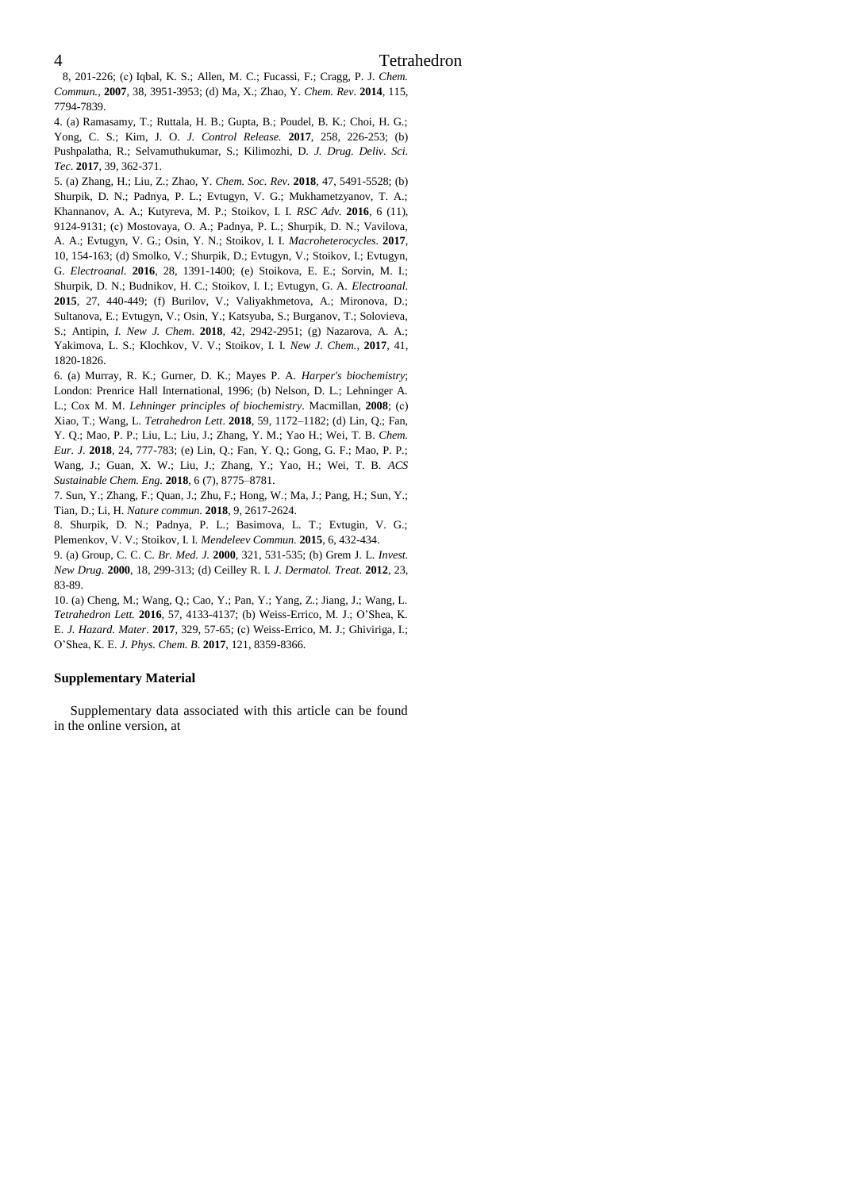8, 201-226; (c) Iqbal, K. S.; Allen, M. C.; Fucassi, F.; Cragg, P. J. *Chem. Commun.*, **2007**, 38, 3951-3953; (d) Ma, X.; Zhao, Y. *Chem. Rev*. **2014**, 115, 7794-7839.

4. (a) Ramasamy, T.; Ruttala, H. B.; Gupta, B.; Poudel, B. K.; Choi, H. G.; Yong, C. S.; Kim, J. O. *J. Control Release.* **2017**, 258, 226-253; (b) Pushpalatha, R.; Selvamuthukumar, S.; Kilimozhi, D. *J. Drug. Deliv. Sci. Tec*. **2017**, 39, 362-371.

5. (a) Zhang, H.; Liu, Z.; Zhao, Y. *Chem. Soc. Rev.* **2018**, 47, 5491-5528; (b) Shurpik, D. N.; Padnya, P. L.; Evtugyn, V. G.; Mukhametzyanov, T. A.; Khannanov, A. A.; Kutyreva, M. P.; Stoikov, I. I. *RSC Adv.* **2016**, 6 (11), 9124-9131; (c) Mostovaya, O. A.; Padnya, P. L.; Shurpik, D. N.; Vavilova, A. A.; Evtugyn, V. G.; Osin, Y. N.; Stoikov, I. I. *Macroheterocycles.* **2017**, 10, 154-163; (d) Smolko, V.; Shurpik, D.; Evtugyn, V.; Stoikov, I.; Evtugyn, G. *Electroanal.* **2016**, 28, 1391-1400; (e) Stoikova, E. E.; Sorvin, M. I.; Shurpik, D. N.; Budnikov, H. C.; Stoikov, I. I.; Evtugyn, G. A. *Electroanal.* **2015**, 27, 440-449; (f) Burilov, V.; Valiyakhmetova, A.; Mironova, D.; Sultanova, E.; Evtugyn, V.; Osin, Y.; Katsyuba, S.; Burganov, T.; Solovieva, S.; Antipin, *I. New J. Chem.* **2018**, 42, 2942-2951; (g) Nazarova, A. A.; Yakimova, L. S.; Klochkov, V. V.; Stoikov, I. I. *New J. Chem.*, **2017**, 41, 1820-1826.

6. (a) Murray, R. K.; Gurner, D. K.; Mayes P. A. *Harper's biochemistry*; London: Prenrice Hall International, 1996; (b) Nelson, D. L.; Lehninger A. L.; Cox M. M. *Lehninger principles of biochemistry*. Macmillan, **2008**; (c) Xiao, T.; Wang, L. *Tetrahedron Lett*. **2018**, 59, 1172–1182; (d) Lin, Q.; Fan, Y. Q.; Mao, P. P.; Liu, L.; Liu, J.; Zhang, Y. M.; Yao H.; Wei, T. B. *Chem. Eur. J.* **2018**, 24, 777-783; (e) Lin, Q.; Fan, Y. Q.; Gong, G. F.; Mao, P. P.; Wang, J.; Guan, X. W.; Liu, J.; Zhang, Y.; Yao, H.; Wei, T. B. *ACS Sustainable Chem. Eng.* **2018**, 6 (7), 8775–8781.

7. Sun, Y.; Zhang, F.; Quan, J.; Zhu, F.; Hong, W.; Ma, J.; Pang, H.; Sun, Y.; Tian, D.; Li, H. *Nature commun.* **2018**, 9, 2617-2624.

8. Shurpik, D. N.; Padnya, P. L.; Basimova, L. T.; Evtugin, V. G.; Plemenkov, V. V.; Stoikov, I. I. *Mendeleev Commun.* **2015**, 6, 432-434.

9. (a) Group, C. C. C. *Br. Med. J.* **2000**, 321, 531-535; (b) Grem J. L. *Invest. New Drug*. **2000**, 18, 299-313; (d) Ceilley R. I. *J. Dermatol. Treat*. **2012**, 23, 83-89.

10. (a) Cheng, M.; Wang, Q.; Cao, Y.; Pan, Y.; Yang, Z.; Jiang, J.; Wang, L. *Tetrahedron Lett.* **2016**, 57, 4133-4137; (b) Weiss-Errico, M. J.; O'Shea, K. E. *J. Hazard. Mater*. **2017**, 329, 57-65; (c) Weiss-Errico, M. J.; Ghiviriga, I.; O'Shea, K. E. *J. Phys. Chem. B*. **2017**, 121, 8359-8366.

## Supplementary Material

Supplementary data associated with this article can be found in the online version, at